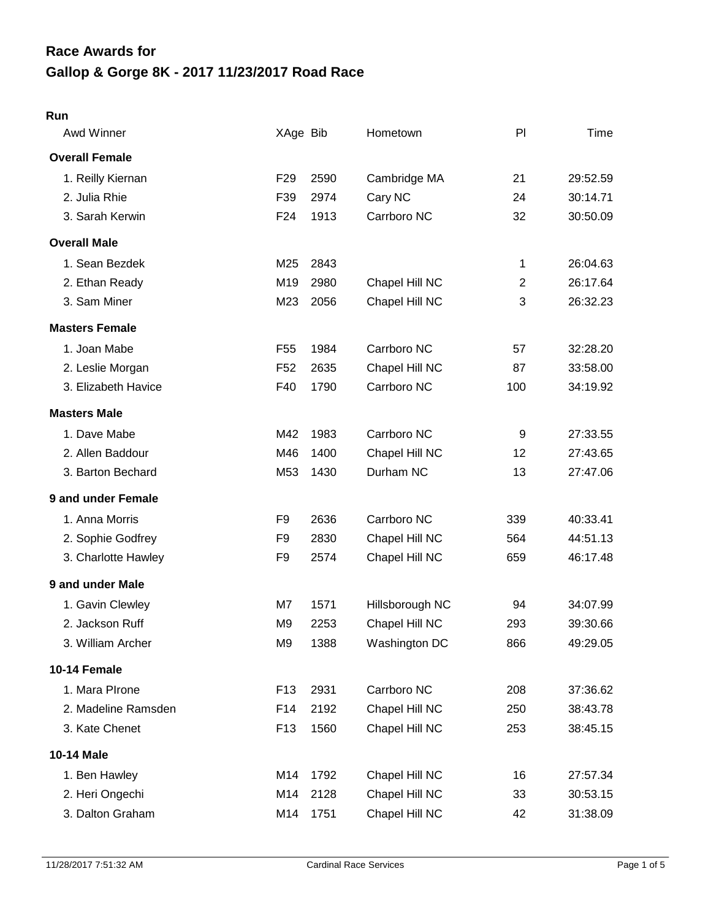# Race Awards for
# Gallop & Gorge 8K - 2017 11/23/2017 Road Race

## Run

| Awd Winner | XAge | Bib | Hometown | Pl | Time |
|---|---|---|---|---|---|
| **Overall Female** | | | | | |
| 1. Reilly Kiernan | F29 | 2590 | Cambridge MA | 21 | 29:52.59 |
| 2. Julia Rhie | F39 | 2974 | Cary NC | 24 | 30:14.71 |
| 3. Sarah Kerwin | F24 | 1913 | Carrboro NC | 32 | 30:50.09 |
| **Overall Male** | | | | | |
| 1. Sean Bezdek | M25 | 2843 | | 1 | 26:04.63 |
| 2. Ethan Ready | M19 | 2980 | Chapel Hill NC | 2 | 26:17.64 |
| 3. Sam Miner | M23 | 2056 | Chapel Hill NC | 3 | 26:32.23 |
| **Masters Female** | | | | | |
| 1. Joan Mabe | F55 | 1984 | Carrboro NC | 57 | 32:28.20 |
| 2. Leslie Morgan | F52 | 2635 | Chapel Hill NC | 87 | 33:58.00 |
| 3. Elizabeth Havice | F40 | 1790 | Carrboro NC | 100 | 34:19.92 |
| **Masters Male** | | | | | |
| 1. Dave Mabe | M42 | 1983 | Carrboro NC | 9 | 27:33.55 |
| 2. Allen Baddour | M46 | 1400 | Chapel Hill NC | 12 | 27:43.65 |
| 3. Barton Bechard | M53 | 1430 | Durham NC | 13 | 27:47.06 |
| **9 and under Female** | | | | | |
| 1. Anna Morris | F9 | 2636 | Carrboro NC | 339 | 40:33.41 |
| 2. Sophie Godfrey | F9 | 2830 | Chapel Hill NC | 564 | 44:51.13 |
| 3. Charlotte Hawley | F9 | 2574 | Chapel Hill NC | 659 | 46:17.48 |
| **9 and under Male** | | | | | |
| 1. Gavin Clewley | M7 | 1571 | Hillsborough NC | 94 | 34:07.99 |
| 2. Jackson Ruff | M9 | 2253 | Chapel Hill NC | 293 | 39:30.66 |
| 3. William Archer | M9 | 1388 | Washington DC | 866 | 49:29.05 |
| **10-14 Female** | | | | | |
| 1. Mara PIrone | F13 | 2931 | Carrboro NC | 208 | 37:36.62 |
| 2. Madeline Ramsden | F14 | 2192 | Chapel Hill NC | 250 | 38:43.78 |
| 3. Kate Chenet | F13 | 1560 | Chapel Hill NC | 253 | 38:45.15 |
| **10-14 Male** | | | | | |
| 1. Ben Hawley | M14 | 1792 | Chapel Hill NC | 16 | 27:57.34 |
| 2. Heri Ongechi | M14 | 2128 | Chapel Hill NC | 33 | 30:53.15 |
| 3. Dalton Graham | M14 | 1751 | Chapel Hill NC | 42 | 31:38.09 |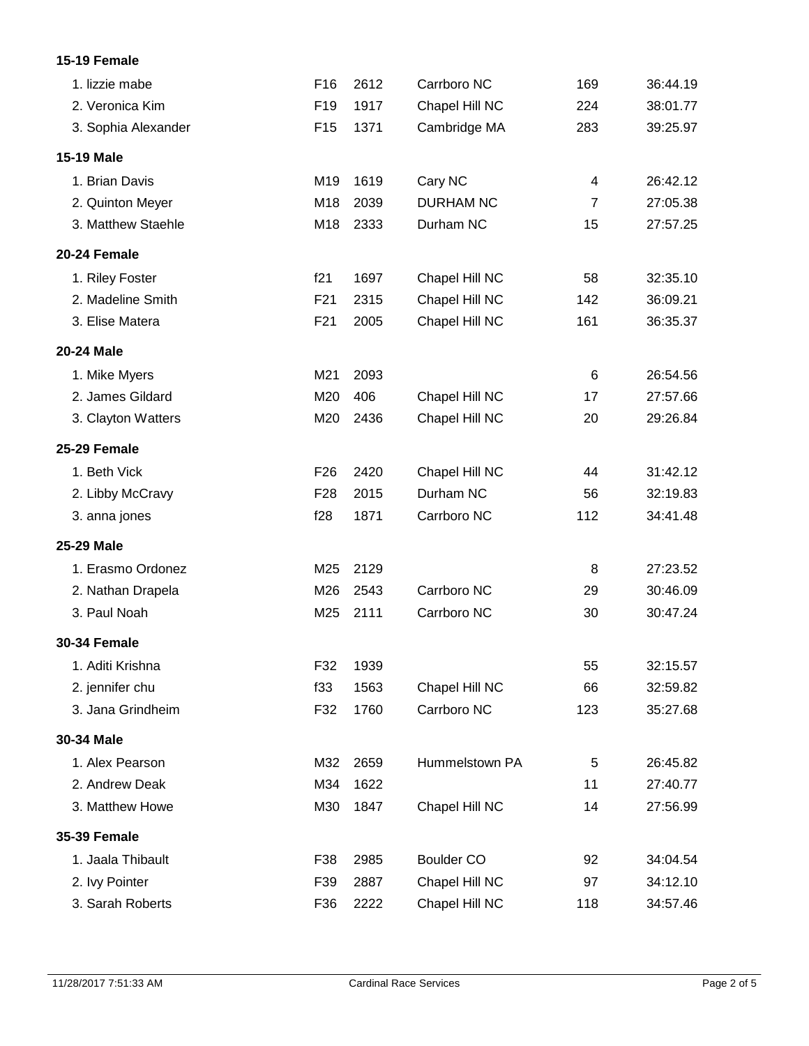**15-19 Female**

| | | | | | |
|---|---|---|---|---|---|
| 1. lizzie mabe | F16 | 2612 | Carrboro NC | 169 | 36:44.19 |
| 2. Veronica Kim | F19 | 1917 | Chapel Hill NC | 224 | 38:01.77 |
| 3. Sophia Alexander | F15 | 1371 | Cambridge MA | 283 | 39:25.97 |

**15-19 Male**

| | | | | | |
|---|---|---|---|---|---|
| 1. Brian Davis | M19 | 1619 | Cary NC | 4 | 26:42.12 |
| 2. Quinton Meyer | M18 | 2039 | DURHAM NC | 7 | 27:05.38 |
| 3. Matthew Staehle | M18 | 2333 | Durham NC | 15 | 27:57.25 |

**20-24 Female**

| | | | | | |
|---|---|---|---|---|---|
| 1. Riley Foster | f21 | 1697 | Chapel Hill NC | 58 | 32:35.10 |
| 2. Madeline Smith | F21 | 2315 | Chapel Hill NC | 142 | 36:09.21 |
| 3. Elise Matera | F21 | 2005 | Chapel Hill NC | 161 | 36:35.37 |

**20-24 Male**

| | | | | | |
|---|---|---|---|---|---|
| 1. Mike Myers | M21 | 2093 | | 6 | 26:54.56 |
| 2. James Gildard | M20 | 406 | Chapel Hill NC | 17 | 27:57.66 |
| 3. Clayton Watters | M20 | 2436 | Chapel Hill NC | 20 | 29:26.84 |

**25-29 Female**

| | | | | | |
|---|---|---|---|---|---|
| 1. Beth Vick | F26 | 2420 | Chapel Hill NC | 44 | 31:42.12 |
| 2. Libby McCravy | F28 | 2015 | Durham NC | 56 | 32:19.83 |
| 3. anna jones | f28 | 1871 | Carrboro NC | 112 | 34:41.48 |

**25-29 Male**

| | | | | | |
|---|---|---|---|---|---|
| 1. Erasmo Ordonez | M25 | 2129 | | 8 | 27:23.52 |
| 2. Nathan Drapela | M26 | 2543 | Carrboro NC | 29 | 30:46.09 |
| 3. Paul Noah | M25 | 2111 | Carrboro NC | 30 | 30:47.24 |

**30-34 Female**

| | | | | | |
|---|---|---|---|---|---|
| 1. Aditi Krishna | F32 | 1939 | | 55 | 32:15.57 |
| 2. jennifer chu | f33 | 1563 | Chapel Hill NC | 66 | 32:59.82 |
| 3. Jana Grindheim | F32 | 1760 | Carrboro NC | 123 | 35:27.68 |

**30-34 Male**

| | | | | | |
|---|---|---|---|---|---|
| 1. Alex Pearson | M32 | 2659 | Hummelstown PA | 5 | 26:45.82 |
| 2. Andrew Deak | M34 | 1622 | | 11 | 27:40.77 |
| 3. Matthew Howe | M30 | 1847 | Chapel Hill NC | 14 | 27:56.99 |

**35-39 Female**

| | | | | | |
|---|---|---|---|---|---|
| 1. Jaala Thibault | F38 | 2985 | Boulder CO | 92 | 34:04.54 |
| 2. Ivy Pointer | F39 | 2887 | Chapel Hill NC | 97 | 34:12.10 |
| 3. Sarah Roberts | F36 | 2222 | Chapel Hill NC | 118 | 34:57.46 |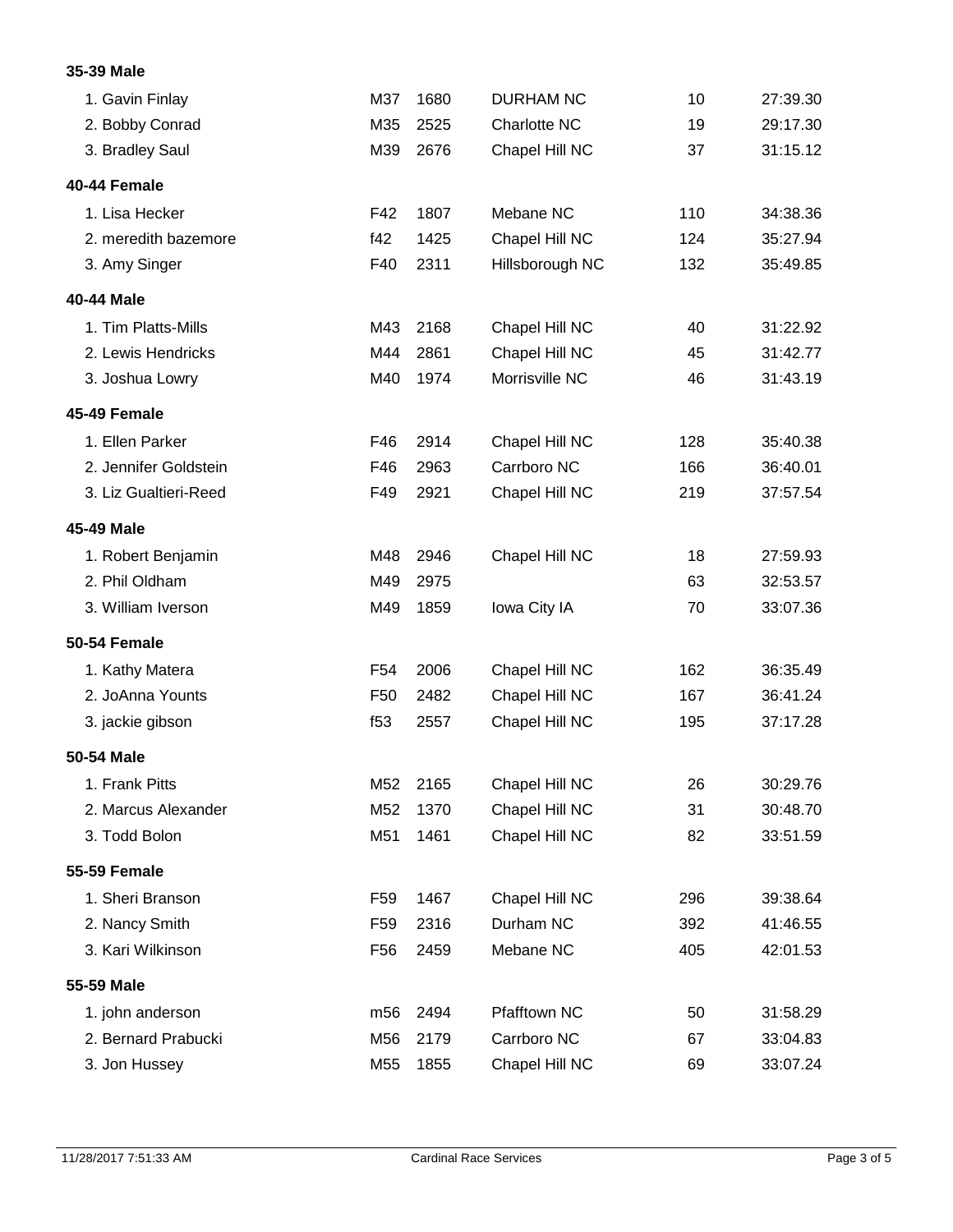**35-39 Male**

| | | | | | |
|---|---|---|---|---|---|
| 1. Gavin Finlay | M37 | 1680 | DURHAM NC | 10 | 27:39.30 |
| 2. Bobby Conrad | M35 | 2525 | Charlotte NC | 19 | 29:17.30 |
| 3. Bradley Saul | M39 | 2676 | Chapel Hill NC | 37 | 31:15.12 |

**40-44 Female**

| | | | | | |
|---|---|---|---|---|---|
| 1. Lisa Hecker | F42 | 1807 | Mebane NC | 110 | 34:38.36 |
| 2. meredith bazemore | f42 | 1425 | Chapel Hill NC | 124 | 35:27.94 |
| 3. Amy Singer | F40 | 2311 | Hillsborough NC | 132 | 35:49.85 |

**40-44 Male**

| | | | | | |
|---|---|---|---|---|---|
| 1. Tim Platts-Mills | M43 | 2168 | Chapel Hill NC | 40 | 31:22.92 |
| 2. Lewis Hendricks | M44 | 2861 | Chapel Hill NC | 45 | 31:42.77 |
| 3. Joshua Lowry | M40 | 1974 | Morrisville NC | 46 | 31:43.19 |

**45-49 Female**

| | | | | | |
|---|---|---|---|---|---|
| 1. Ellen Parker | F46 | 2914 | Chapel Hill NC | 128 | 35:40.38 |
| 2. Jennifer Goldstein | F46 | 2963 | Carrboro NC | 166 | 36:40.01 |
| 3. Liz Gualtieri-Reed | F49 | 2921 | Chapel Hill NC | 219 | 37:57.54 |

**45-49 Male**

| | | | | | |
|---|---|---|---|---|---|
| 1. Robert Benjamin | M48 | 2946 | Chapel Hill NC | 18 | 27:59.93 |
| 2. Phil Oldham | M49 | 2975 | | 63 | 32:53.57 |
| 3. William Iverson | M49 | 1859 | Iowa City IA | 70 | 33:07.36 |

**50-54 Female**

| | | | | | |
|---|---|---|---|---|---|
| 1. Kathy Matera | F54 | 2006 | Chapel Hill NC | 162 | 36:35.49 |
| 2. JoAnna Younts | F50 | 2482 | Chapel Hill NC | 167 | 36:41.24 |
| 3. jackie gibson | f53 | 2557 | Chapel Hill NC | 195 | 37:17.28 |

**50-54 Male**

| | | | | | |
|---|---|---|---|---|---|
| 1. Frank Pitts | M52 | 2165 | Chapel Hill NC | 26 | 30:29.76 |
| 2. Marcus Alexander | M52 | 1370 | Chapel Hill NC | 31 | 30:48.70 |
| 3. Todd Bolon | M51 | 1461 | Chapel Hill NC | 82 | 33:51.59 |

**55-59 Female**

| | | | | | |
|---|---|---|---|---|---|
| 1. Sheri Branson | F59 | 1467 | Chapel Hill NC | 296 | 39:38.64 |
| 2. Nancy Smith | F59 | 2316 | Durham NC | 392 | 41:46.55 |
| 3. Kari Wilkinson | F56 | 2459 | Mebane NC | 405 | 42:01.53 |

**55-59 Male**

| | | | | | |
|---|---|---|---|---|---|
| 1. john anderson | m56 | 2494 | Pfafftown NC | 50 | 31:58.29 |
| 2. Bernard Prabucki | M56 | 2179 | Carrboro NC | 67 | 33:04.83 |
| 3. Jon Hussey | M55 | 1855 | Chapel Hill NC | 69 | 33:07.24 |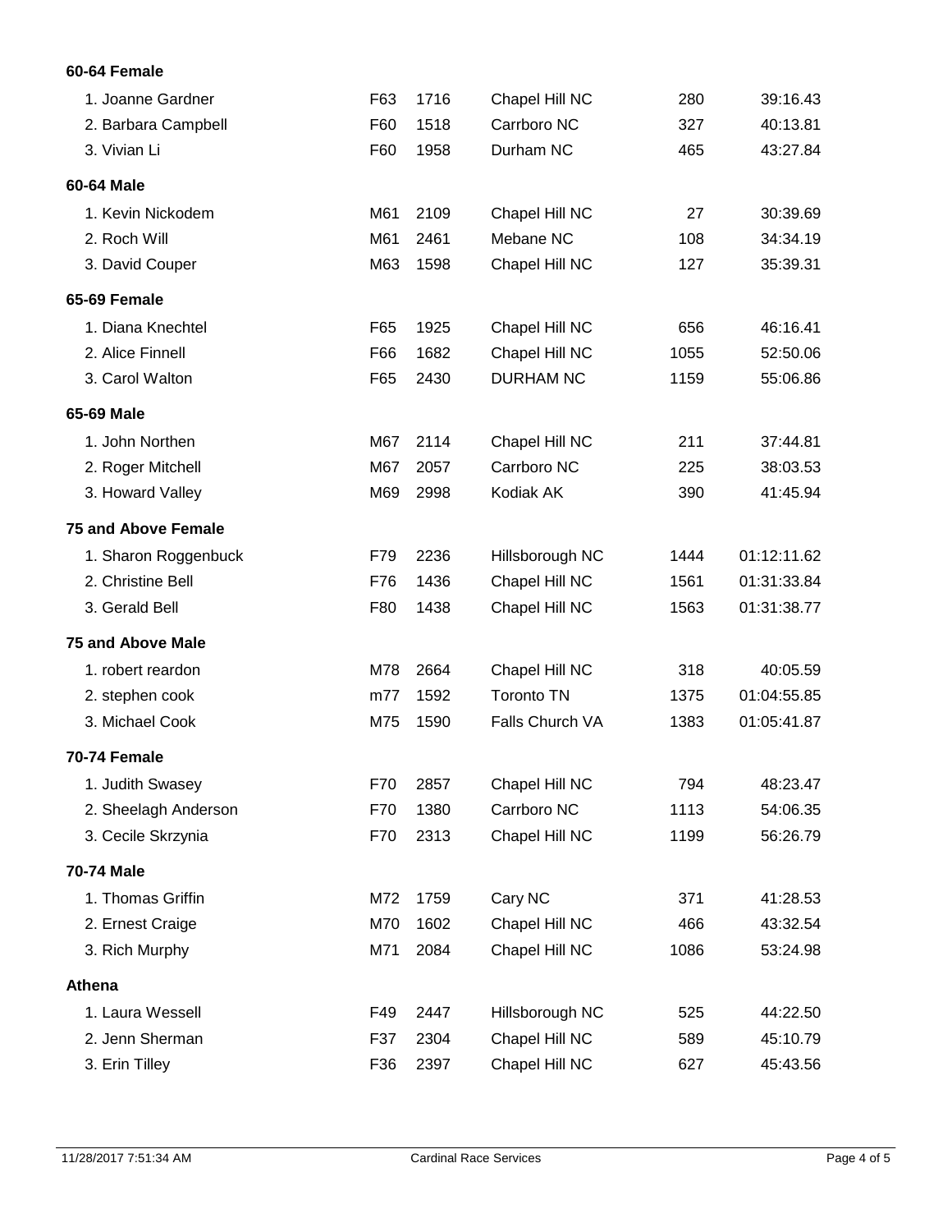#### 60-64 Female

| | | | | | |
|---|---|---|---|---|---|
| 1. Joanne Gardner | F63 | 1716 | Chapel Hill NC | 280 | 39:16.43 |
| 2. Barbara Campbell | F60 | 1518 | Carrboro NC | 327 | 40:13.81 |
| 3. Vivian Li | F60 | 1958 | Durham NC | 465 | 43:27.84 |

#### 60-64 Male

| | | | | | |
|---|---|---|---|---|---|
| 1. Kevin Nickodem | M61 | 2109 | Chapel Hill NC | 27 | 30:39.69 |
| 2. Roch Will | M61 | 2461 | Mebane NC | 108 | 34:34.19 |
| 3. David Couper | M63 | 1598 | Chapel Hill NC | 127 | 35:39.31 |

#### 65-69 Female

| | | | | | |
|---|---|---|---|---|---|
| 1. Diana Knechtel | F65 | 1925 | Chapel Hill NC | 656 | 46:16.41 |
| 2. Alice Finnell | F66 | 1682 | Chapel Hill NC | 1055 | 52:50.06 |
| 3. Carol Walton | F65 | 2430 | DURHAM NC | 1159 | 55:06.86 |

#### 65-69 Male

| | | | | | |
|---|---|---|---|---|---|
| 1. John Northen | M67 | 2114 | Chapel Hill NC | 211 | 37:44.81 |
| 2. Roger Mitchell | M67 | 2057 | Carrboro NC | 225 | 38:03.53 |
| 3. Howard Valley | M69 | 2998 | Kodiak AK | 390 | 41:45.94 |

#### 75 and Above Female

| | | | | | |
|---|---|---|---|---|---|
| 1. Sharon Roggenbuck | F79 | 2236 | Hillsborough NC | 1444 | 01:12:11.62 |
| 2. Christine Bell | F76 | 1436 | Chapel Hill NC | 1561 | 01:31:33.84 |
| 3. Gerald Bell | F80 | 1438 | Chapel Hill NC | 1563 | 01:31:38.77 |

#### 75 and Above Male

| | | | | | |
|---|---|---|---|---|---|
| 1. robert reardon | M78 | 2664 | Chapel Hill NC | 318 | 40:05.59 |
| 2. stephen cook | m77 | 1592 | Toronto TN | 1375 | 01:04:55.85 |
| 3. Michael Cook | M75 | 1590 | Falls Church VA | 1383 | 01:05:41.87 |

#### 70-74 Female

| | | | | | |
|---|---|---|---|---|---|
| 1. Judith Swasey | F70 | 2857 | Chapel Hill NC | 794 | 48:23.47 |
| 2. Sheelagh Anderson | F70 | 1380 | Carrboro NC | 1113 | 54:06.35 |
| 3. Cecile Skrzynia | F70 | 2313 | Chapel Hill NC | 1199 | 56:26.79 |

#### 70-74 Male

| | | | | | |
|---|---|---|---|---|---|
| 1. Thomas Griffin | M72 | 1759 | Cary NC | 371 | 41:28.53 |
| 2. Ernest Craige | M70 | 1602 | Chapel Hill NC | 466 | 43:32.54 |
| 3. Rich Murphy | M71 | 2084 | Chapel Hill NC | 1086 | 53:24.98 |

#### Athena

| | | | | | |
|---|---|---|---|---|---|
| 1. Laura Wessell | F49 | 2447 | Hillsborough NC | 525 | 44:22.50 |
| 2. Jenn Sherman | F37 | 2304 | Chapel Hill NC | 589 | 45:10.79 |
| 3. Erin Tilley | F36 | 2397 | Chapel Hill NC | 627 | 45:43.56 |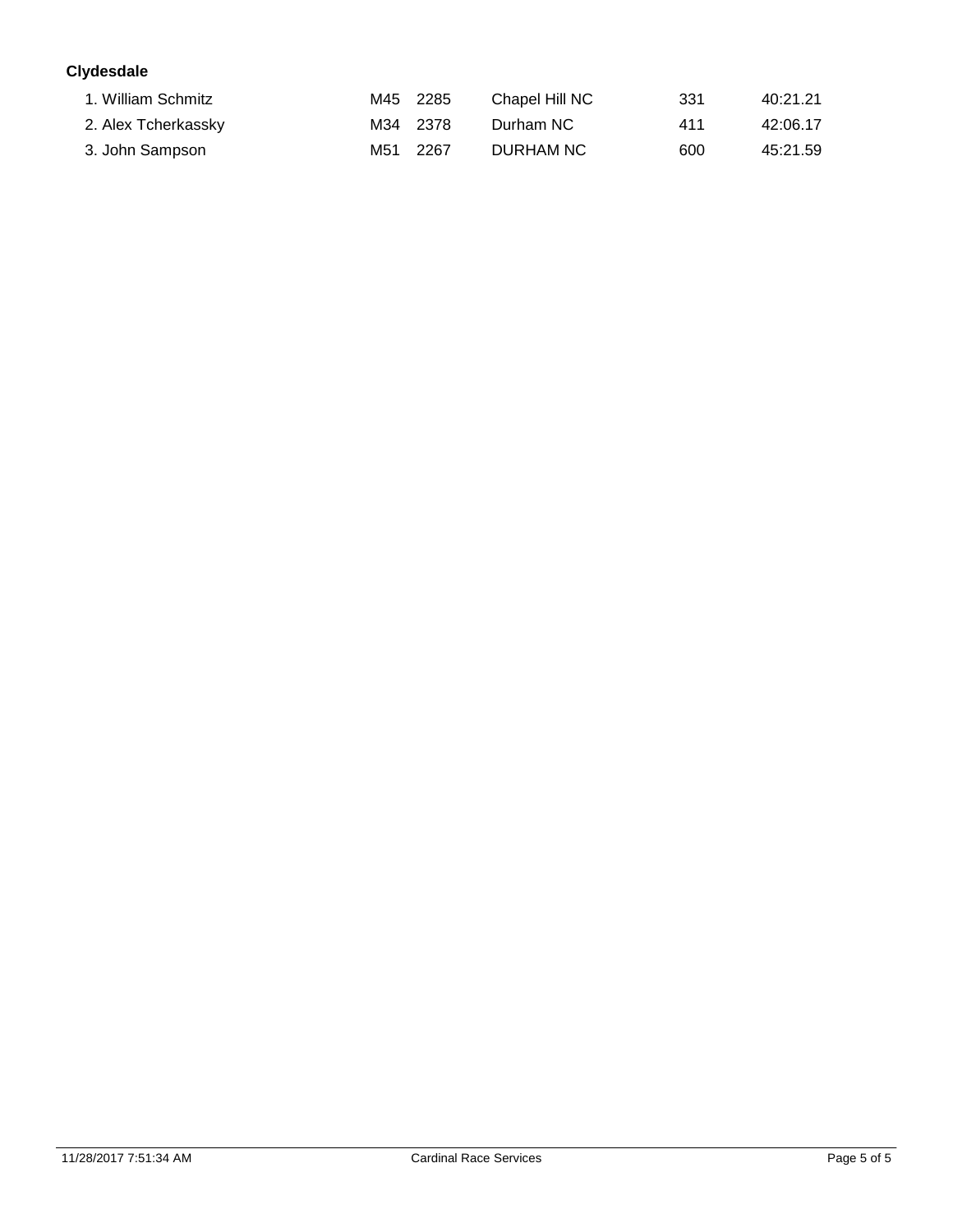### Clydesdale

| | | | | | |
|---|---|---|---|---|---|
| 1. William Schmitz | M45 | 2285 | Chapel Hill NC | 331 | 40:21.21 |
| 2. Alex Tcherkassky | M34 | 2378 | Durham NC | 411 | 42:06.17 |
| 3. John Sampson | M51 | 2267 | DURHAM NC | 600 | 45:21.59 |